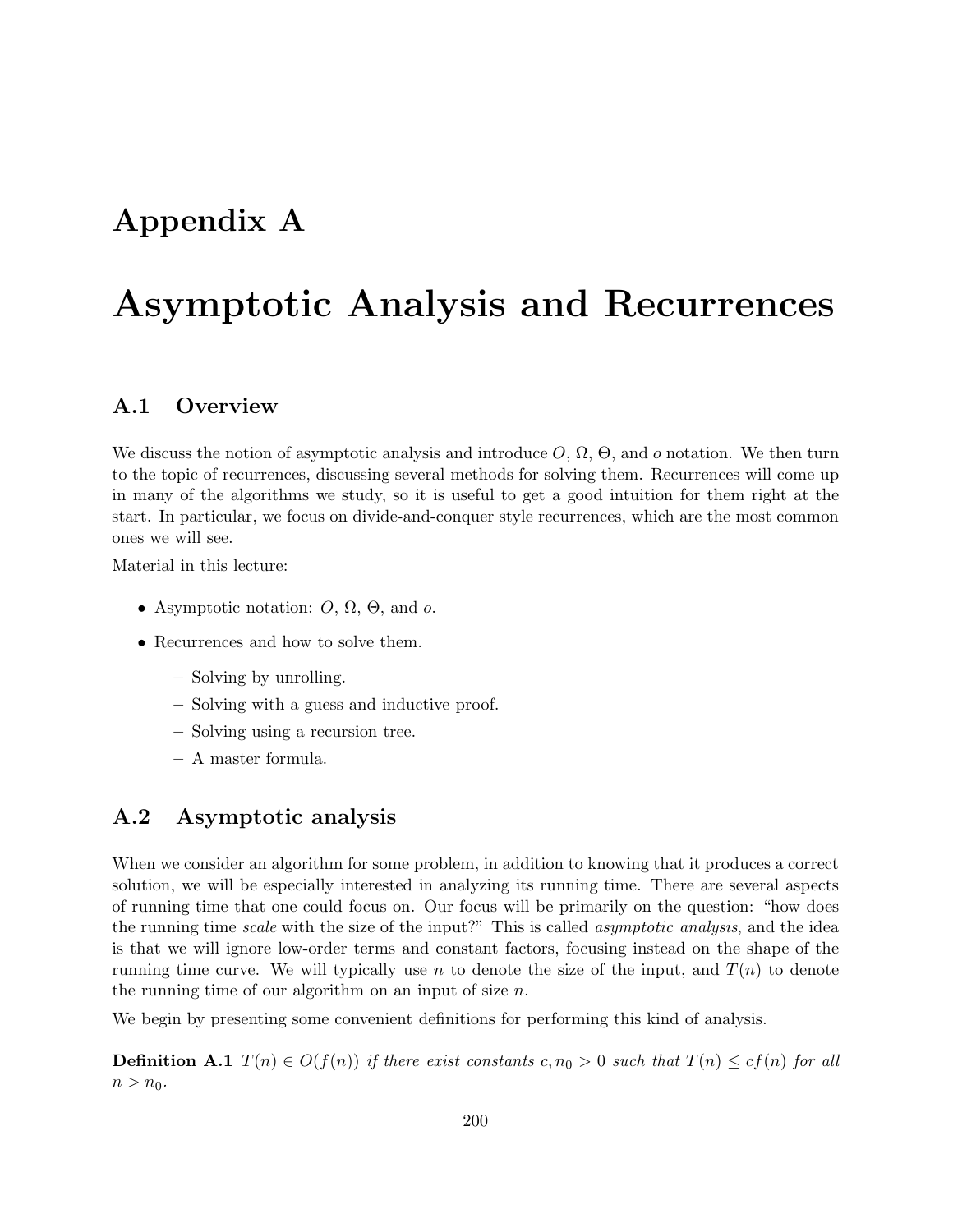# Appendix A

# Asymptotic Analysis and Recurrences

## A.1 Overview

We discuss the notion of asymptotic analysis and introduce $O$, $\Omega$, $\Theta$, and $o$ notation. We then turn to the topic of recurrences, discussing several methods for solving them. Recurrences will come up in many of the algorithms we study, so it is useful to get a good intuition for them right at the start. In particular, we focus on divide-and-conquer style recurrences, which are the most common ones we will see.

Material in this lecture:

- Asymptotic notation: $O$, $\Omega$, $\Theta$, and $o$.
- Recurrences and how to solve them.
  - Solving by unrolling.
  - Solving with a guess and inductive proof.
  - Solving using a recursion tree.
  - A master formula.

## A.2 Asymptotic analysis

When we consider an algorithm for some problem, in addition to knowing that it produces a correct solution, we will be especially interested in analyzing its running time. There are several aspects of running time that one could focus on. Our focus will be primarily on the question: "how does the running time *scale* with the size of the input?" This is called *asymptotic analysis*, and the idea is that we will ignore low-order terms and constant factors, focusing instead on the shape of the running time curve. We will typically use $n$ to denote the size of the input, and $T(n)$ to denote the running time of our algorithm on an input of size $n$.

We begin by presenting some convenient definitions for performing this kind of analysis.

**Definition A.1** *$T(n) \in O(f(n))$ if there exist constants $c, n_0 > 0$ such that $T(n) \leq cf(n)$ for all $n > n_0$.*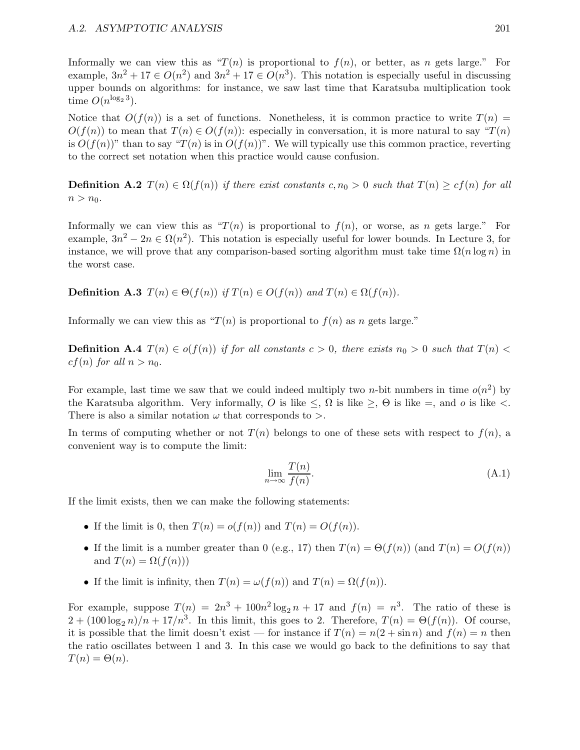Informally we can view this as "$T(n)$ is proportional to $f(n)$, or better, as $n$ gets large." For example, $3n^2 + 17 \in O(n^2)$ and $3n^2 + 17 \in O(n^3)$. This notation is especially useful in discussing upper bounds on algorithms: for instance, we saw last time that Karatsuba multiplication took time $O(n^{\log_2 3})$.

Notice that $O(f(n))$ is a set of functions. Nonetheless, it is common practice to write $T(n) = O(f(n))$ to mean that $T(n) \in O(f(n))$: especially in conversation, it is more natural to say "$T(n)$ is $O(f(n))$" than to say "$T(n)$ is in $O(f(n))$". We will typically use this common practice, reverting to the correct set notation when this practice would cause confusion.

**Definition A.2** *$T(n) \in \Omega(f(n))$ if there exist constants $c, n_0 > 0$ such that $T(n) \geq cf(n)$ for all $n > n_0$.*

Informally we can view this as "$T(n)$ is proportional to $f(n)$, or worse, as $n$ gets large." For example, $3n^2 - 2n \in \Omega(n^2)$. This notation is especially useful for lower bounds. In Lecture 3, for instance, we will prove that any comparison-based sorting algorithm must take time $\Omega(n \log n)$ in the worst case.

**Definition A.3** *$T(n) \in \Theta(f(n))$ if $T(n) \in O(f(n))$ and $T(n) \in \Omega(f(n))$.*

Informally we can view this as "$T(n)$ is proportional to $f(n)$ as $n$ gets large."

**Definition A.4** *$T(n) \in o(f(n))$ if for all constants $c > 0$, there exists $n_0 > 0$ such that $T(n) < cf(n)$ for all $n > n_0$.*

For example, last time we saw that we could indeed multiply two $n$-bit numbers in time $o(n^2)$ by the Karatsuba algorithm. Very informally, $O$ is like $\leq$, $\Omega$ is like $\geq$, $\Theta$ is like $=$, and $o$ is like $<$. There is also a similar notation $\omega$ that corresponds to $>$.

In terms of computing whether or not $T(n)$ belongs to one of these sets with respect to $f(n)$, a convenient way is to compute the limit:

$$\lim_{n \to \infty} \frac{T(n)}{f(n)}. \tag{A.1}$$

If the limit exists, then we can make the following statements:

- If the limit is 0, then $T(n) = o(f(n))$ and $T(n) = O(f(n))$.
- If the limit is a number greater than 0 (e.g., 17) then $T(n) = \Theta(f(n))$ (and $T(n) = O(f(n))$ and $T(n) = \Omega(f(n))$)
- If the limit is infinity, then $T(n) = \omega(f(n))$ and $T(n) = \Omega(f(n))$.

For example, suppose $T(n) = 2n^3 + 100n^2 \log_2 n + 17$ and $f(n) = n^3$. The ratio of these is $2 + (100 \log_2 n)/n + 17/n^3$. In this limit, this goes to 2. Therefore, $T(n) = \Theta(f(n))$. Of course, it is possible that the limit doesn't exist — for instance if $T(n) = n(2 + \sin n)$ and $f(n) = n$ then the ratio oscillates between 1 and 3. In this case we would go back to the definitions to say that $T(n) = \Theta(n)$.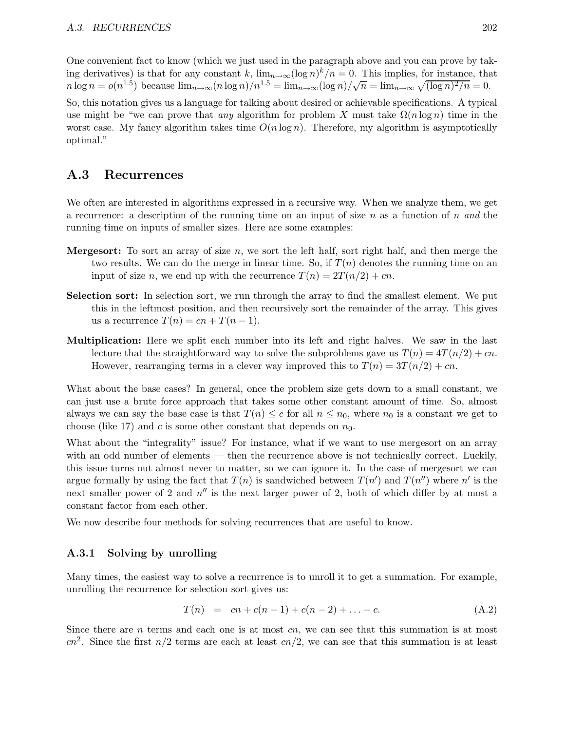One convenient fact to know (which we just used in the paragraph above and you can prove by taking derivatives) is that for any constant $k$, $\lim_{n\to\infty}(\log n)^k/n = 0$. This implies, for instance, that $n \log n = o(n^{1.5})$ because $\lim_{n\to\infty}(n \log n)/n^{1.5} = \lim_{n\to\infty}(\log n)/\sqrt{n} = \lim_{n\to\infty}\sqrt{(\log n)^2/n} = 0$.

So, this notation gives us a language for talking about desired or achievable specifications. A typical use might be "we can prove that *any* algorithm for problem $X$ must take $\Omega(n \log n)$ time in the worst case. My fancy algorithm takes time $O(n \log n)$. Therefore, my algorithm is asymptotically optimal."

## A.3 Recurrences

We often are interested in algorithms expressed in a recursive way. When we analyze them, we get a recurrence: a description of the running time on an input of size $n$ as a function of $n$ *and* the running time on inputs of smaller sizes. Here are some examples:

**Mergesort:** To sort an array of size $n$, we sort the left half, sort right half, and then merge the two results. We can do the merge in linear time. So, if $T(n)$ denotes the running time on an input of size $n$, we end up with the recurrence $T(n) = 2T(n/2) + cn$.

**Selection sort:** In selection sort, we run through the array to find the smallest element. We put this in the leftmost position, and then recursively sort the remainder of the array. This gives us a recurrence $T(n) = cn + T(n-1)$.

**Multiplication:** Here we split each number into its left and right halves. We saw in the last lecture that the straightforward way to solve the subproblems gave us $T(n) = 4T(n/2) + cn$. However, rearranging terms in a clever way improved this to $T(n) = 3T(n/2) + cn$.

What about the base cases? In general, once the problem size gets down to a small constant, we can just use a brute force approach that takes some other constant amount of time. So, almost always we can say the base case is that $T(n) \le c$ for all $n \le n_0$, where $n_0$ is a constant we get to choose (like 17) and $c$ is some other constant that depends on $n_0$.

What about the "integrality" issue? For instance, what if we want to use mergesort on an array with an odd number of elements — then the recurrence above is not technically correct. Luckily, this issue turns out almost never to matter, so we can ignore it. In the case of mergesort we can argue formally by using the fact that $T(n)$ is sandwiched between $T(n')$ and $T(n'')$ where $n'$ is the next smaller power of 2 and $n''$ is the next larger power of 2, both of which differ by at most a constant factor from each other.

We now describe four methods for solving recurrences that are useful to know.

### A.3.1 Solving by unrolling

Many times, the easiest way to solve a recurrence is to unroll it to get a summation. For example, unrolling the recurrence for selection sort gives us:

$$T(n) = cn + c(n-1) + c(n-2) + \ldots + c. \tag{A.2}$$

Since there are $n$ terms and each one is at most $cn$, we can see that this summation is at most $cn^2$. Since the first $n/2$ terms are each at least $cn/2$, we can see that this summation is at least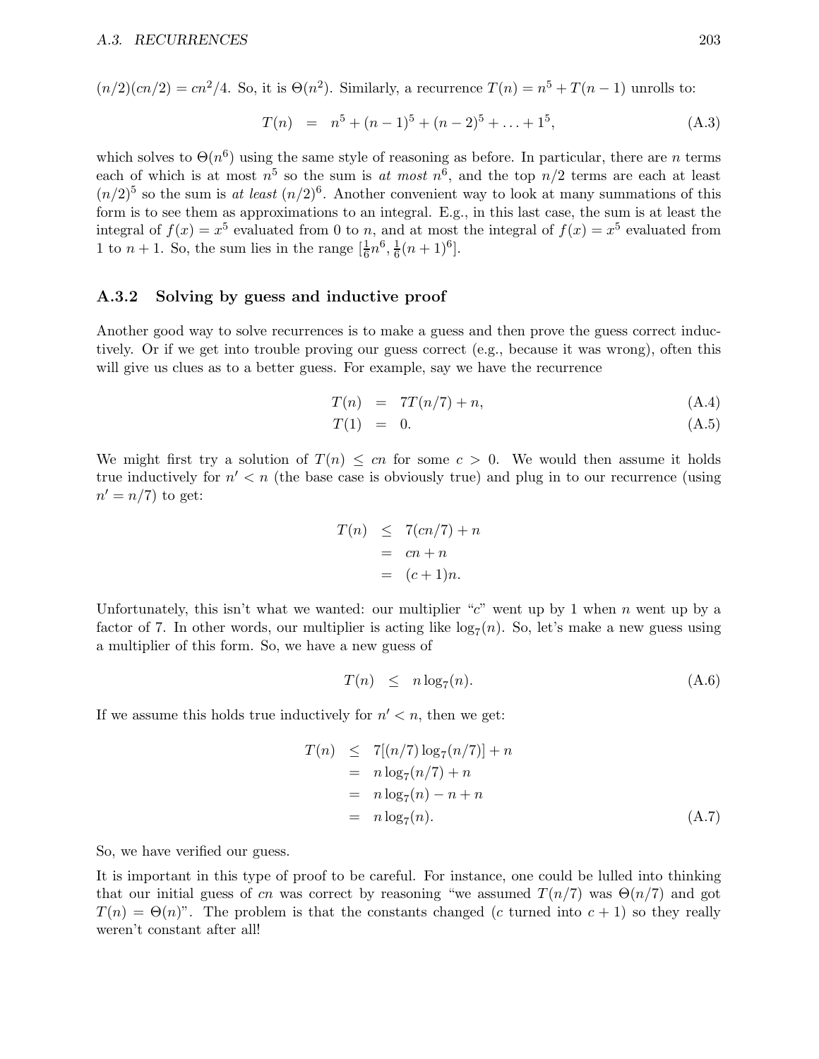$(n/2)(cn/2) = cn^2/4$. So, it is $\Theta(n^2)$. Similarly, a recurrence $T(n) = n^5 + T(n-1)$ unrolls to:

$$T(n) = n^5 + (n-1)^5 + (n-2)^5 + \ldots + 1^5, \tag{A.3}$$

which solves to $\Theta(n^6)$ using the same style of reasoning as before. In particular, there are $n$ terms each of which is at most $n^5$ so the sum is *at most* $n^6$, and the top $n/2$ terms are each at least $(n/2)^5$ so the sum is *at least* $(n/2)^6$. Another convenient way to look at many summations of this form is to see them as approximations to an integral. E.g., in this last case, the sum is at least the integral of $f(x) = x^5$ evaluated from 0 to $n$, and at most the integral of $f(x) = x^5$ evaluated from 1 to $n+1$. So, the sum lies in the range $[\frac{1}{6}n^6, \frac{1}{6}(n+1)^6]$.

### A.3.2 Solving by guess and inductive proof

Another good way to solve recurrences is to make a guess and then prove the guess correct inductively. Or if we get into trouble proving our guess correct (e.g., because it was wrong), often this will give us clues as to a better guess. For example, say we have the recurrence

$$T(n) = 7T(n/7) + n, \tag{A.4}$$

$$T(1) = 0. \tag{A.5}$$

We might first try a solution of $T(n) \leq cn$ for some $c > 0$. We would then assume it holds true inductively for $n' < n$ (the base case is obviously true) and plug in to our recurrence (using $n' = n/7$) to get:

$$\begin{aligned} T(n) &\leq 7(cn/7) + n \\ &= cn + n \\ &= (c+1)n. \end{aligned}$$

Unfortunately, this isn't what we wanted: our multiplier "$c$" went up by 1 when $n$ went up by a factor of 7. In other words, our multiplier is acting like $\log_7(n)$. So, let's make a new guess using a multiplier of this form. So, we have a new guess of

$$T(n) \leq n \log_7(n). \tag{A.6}$$

If we assume this holds true inductively for $n' < n$, then we get:

$$\begin{aligned} T(n) &\leq 7[(n/7)\log_7(n/7)] + n \\ &= n\log_7(n/7) + n \\ &= n\log_7(n) - n + n \\ &= n\log_7(n). \end{aligned} \tag{A.7}$$

So, we have verified our guess.

It is important in this type of proof to be careful. For instance, one could be lulled into thinking that our initial guess of $cn$ was correct by reasoning "we assumed $T(n/7)$ was $\Theta(n/7)$ and got $T(n) = \Theta(n)$". The problem is that the constants changed ($c$ turned into $c+1$) so they really weren't constant after all!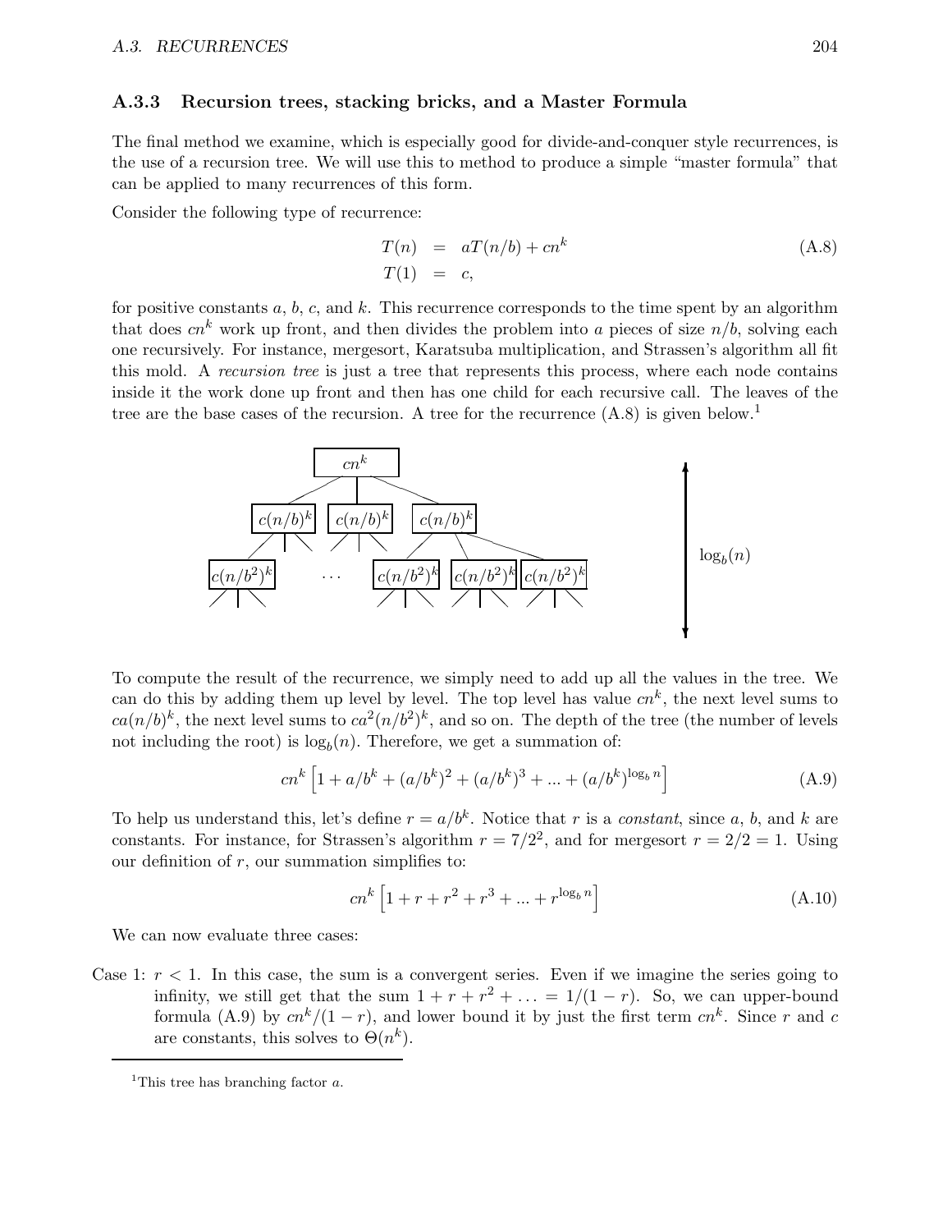### A.3.3 Recursion trees, stacking bricks, and a Master Formula

The final method we examine, which is especially good for divide-and-conquer style recurrences, is the use of a recursion tree. We will use this to method to produce a simple "master formula" that can be applied to many recurrences of this form.

Consider the following type of recurrence:

$$\begin{aligned} T(n) &= aT(n/b) + cn^k \\ T(1) &= c, \end{aligned} \tag{A.8}$$

for positive constants $a$, $b$, $c$, and $k$. This recurrence corresponds to the time spent by an algorithm that does $cn^k$ work up front, and then divides the problem into $a$ pieces of size $n/b$, solving each one recursively. For instance, mergesort, Karatsuba multiplication, and Strassen's algorithm all fit this mold. A *recursion tree* is just a tree that represents this process, where each node contains inside it the work done up front and then has one child for each recursive call. The leaves of the tree are the base cases of the recursion. A tree for the recurrence (A.8) is given below.[1]

$cn^k$

$c(n/b)^k$ $c(n/b)^k$ $c(n/b)^k$

$c(n/b^2)^k$ ... $c(n/b^2)^k$ $c(n/b^2)^k$ $c(n/b^2)^k$

$\log_b(n)$

To compute the result of the recurrence, we simply need to add up all the values in the tree. We can do this by adding them up level by level. The top level has value $cn^k$, the next level sums to $ca(n/b)^k$, the next level sums to $ca^2(n/b^2)^k$, and so on. The depth of the tree (the number of levels not including the root) is $\log_b(n)$. Therefore, we get a summation of:

$$cn^k\left[1 + a/b^k + (a/b^k)^2 + (a/b^k)^3 + ... + (a/b^k)^{\log_b n}\right] \tag{A.9}$$

To help us understand this, let's define $r = a/b^k$. Notice that $r$ is a *constant*, since $a$, $b$, and $k$ are constants. For instance, for Strassen's algorithm $r = 7/2^2$, and for mergesort $r = 2/2 = 1$. Using our definition of $r$, our summation simplifies to:

$$cn^k\left[1 + r + r^2 + r^3 + ... + r^{\log_b n}\right] \tag{A.10}$$

We can now evaluate three cases:

Case 1: $r < 1$. In this case, the sum is a convergent series. Even if we imagine the series going to infinity, we still get that the sum $1 + r + r^2 + \ldots = 1/(1-r)$. So, we can upper-bound formula (A.9) by $cn^k/(1-r)$, and lower bound it by just the first term $cn^k$. Since $r$ and $c$ are constants, this solves to $\Theta(n^k)$.

---

[1] This tree has branching factor $a$.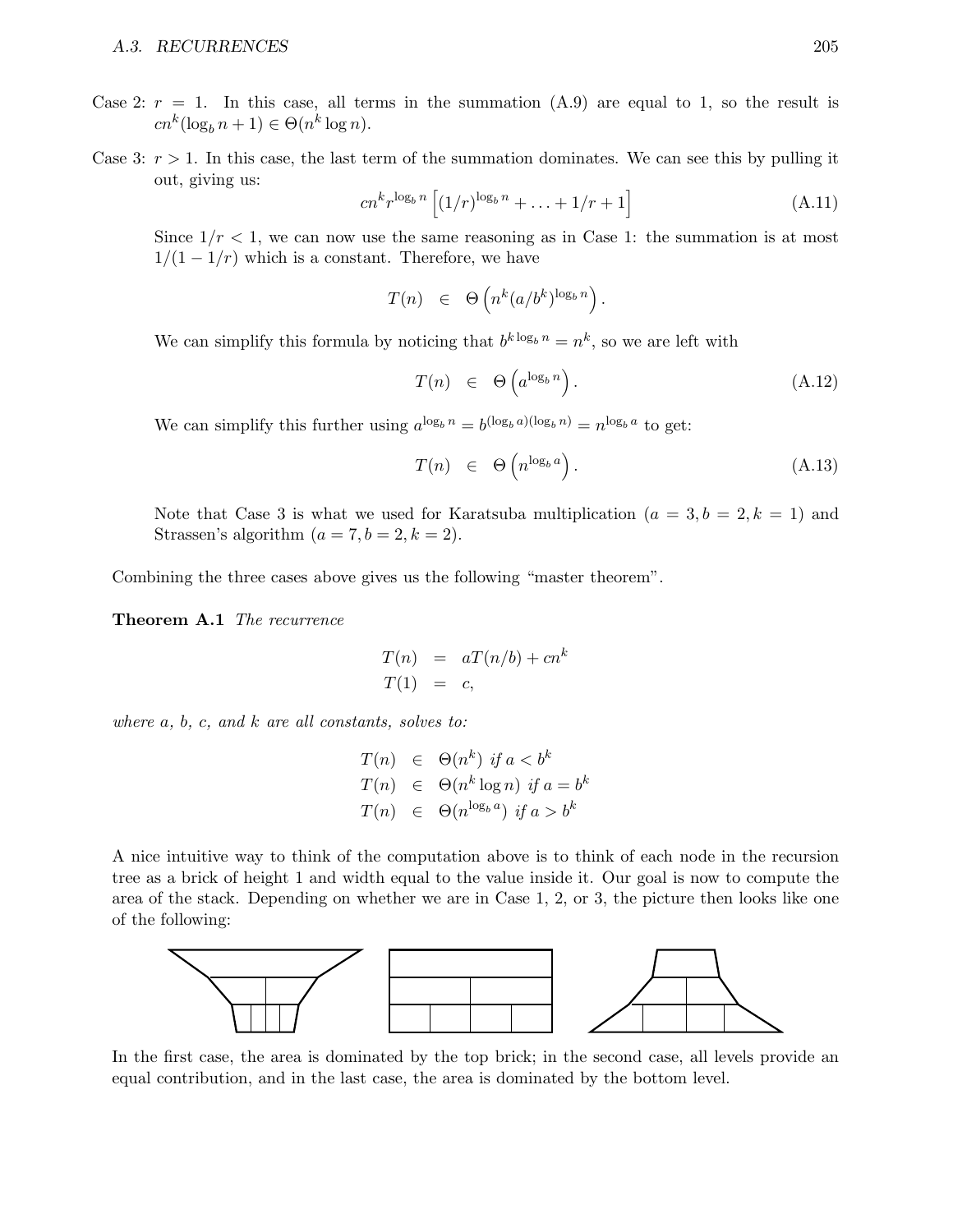Case 2: $r = 1$. In this case, all terms in the summation (A.9) are equal to 1, so the result is $cn^k(\log_b n + 1) \in \Theta(n^k \log n)$.

Case 3: $r > 1$. In this case, the last term of the summation dominates. We can see this by pulling it out, giving us:

$$cn^k r^{\log_b n}\left[(1/r)^{\log_b n} + \ldots + 1/r + 1\right] \tag{A.11}$$

Since $1/r < 1$, we can now use the same reasoning as in Case 1: the summation is at most $1/(1 - 1/r)$ which is a constant. Therefore, we have

$$T(n) \in \Theta\left(n^k (a/b^k)^{\log_b n}\right).$$

We can simplify this formula by noticing that $b^{k \log_b n} = n^k$, so we are left with

$$T(n) \in \Theta\left(a^{\log_b n}\right). \tag{A.12}$$

We can simplify this further using $a^{\log_b n} = b^{(\log_b a)(\log_b n)} = n^{\log_b a}$ to get:

$$T(n) \in \Theta\left(n^{\log_b a}\right). \tag{A.13}$$

Note that Case 3 is what we used for Karatsuba multiplication ($a = 3, b = 2, k = 1$) and Strassen's algorithm ($a = 7, b = 2, k = 2$).

Combining the three cases above gives us the following "master theorem".

**Theorem A.1** *The recurrence*

$$\begin{aligned} T(n) &= aT(n/b) + cn^k \\ T(1) &= c, \end{aligned}$$

*where a, b, c, and k are all constants, solves to:*

$$\begin{aligned} T(n) &\in \Theta(n^k) \text{ if } a < b^k \\ T(n) &\in \Theta(n^k \log n) \text{ if } a = b^k \\ T(n) &\in \Theta(n^{\log_b a}) \text{ if } a > b^k \end{aligned}$$

A nice intuitive way to think of the computation above is to think of each node in the recursion tree as a brick of height 1 and width equal to the value inside it. Our goal is now to compute the area of the stack. Depending on whether we are in Case 1, 2, or 3, the picture then looks like one of the following:

In the first case, the area is dominated by the top brick; in the second case, all levels provide an equal contribution, and in the last case, the area is dominated by the bottom level.